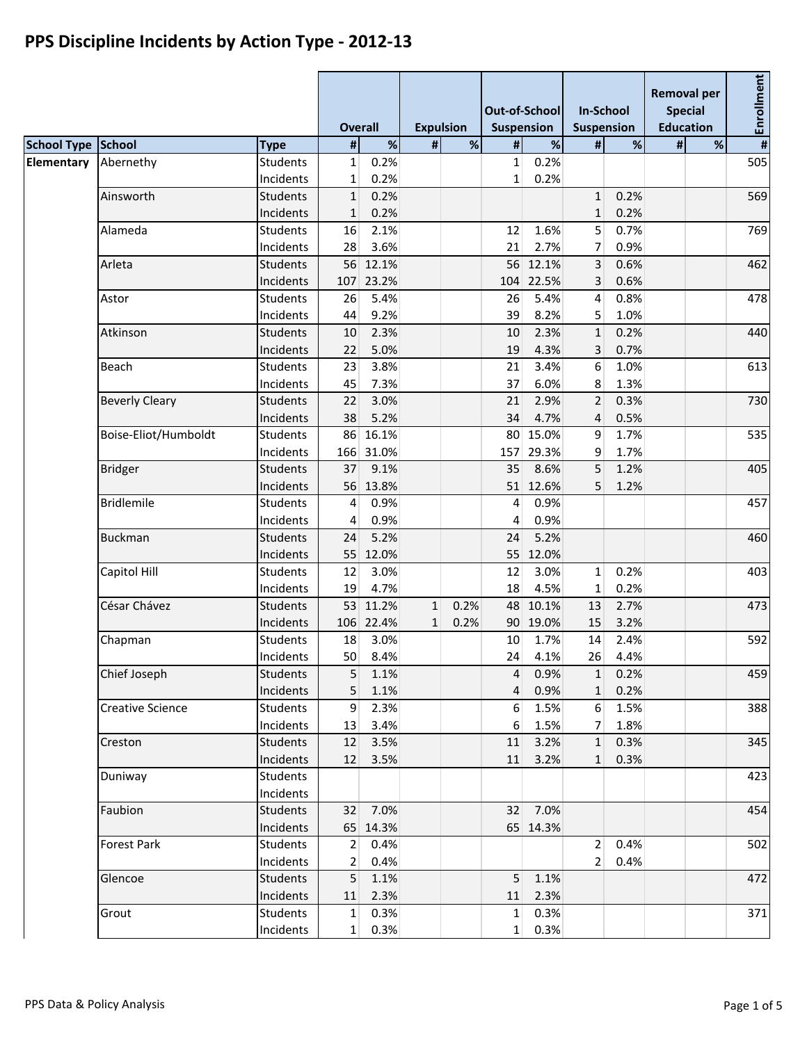# PPS Discipline Incidents by Action Type - 2012-13

| School Type | School | Type | Overall | | Expulsion | | Out-of-School Suspension | | In-School Suspension | | Removal per Special Education | | Enrollment |
|---|---|---|---|---|---|---|---|---|---|---|---|---|---|
| | | | # | % | # | % | # | % | # | % | # | % | # |
| Elementary | Abernethy | Students | 1 | 0.2% | | | 1 | 0.2% | | | | | 505 |
| | | Incidents | 1 | 0.2% | | | 1 | 0.2% | | | | | |
| | Ainsworth | Students | 1 | 0.2% | | | | | 1 | 0.2% | | | 569 |
| | | Incidents | 1 | 0.2% | | | | | 1 | 0.2% | | | |
| | Alameda | Students | 16 | 2.1% | | | 12 | 1.6% | 5 | 0.7% | | | 769 |
| | | Incidents | 28 | 3.6% | | | 21 | 2.7% | 7 | 0.9% | | | |
| | Arleta | Students | 56 | 12.1% | | | 56 | 12.1% | 3 | 0.6% | | | 462 |
| | | Incidents | 107 | 23.2% | | | 104 | 22.5% | 3 | 0.6% | | | |
| | Astor | Students | 26 | 5.4% | | | 26 | 5.4% | 4 | 0.8% | | | 478 |
| | | Incidents | 44 | 9.2% | | | 39 | 8.2% | 5 | 1.0% | | | |
| | Atkinson | Students | 10 | 2.3% | | | 10 | 2.3% | 1 | 0.2% | | | 440 |
| | | Incidents | 22 | 5.0% | | | 19 | 4.3% | 3 | 0.7% | | | |
| | Beach | Students | 23 | 3.8% | | | 21 | 3.4% | 6 | 1.0% | | | 613 |
| | | Incidents | 45 | 7.3% | | | 37 | 6.0% | 8 | 1.3% | | | |
| | Beverly Cleary | Students | 22 | 3.0% | | | 21 | 2.9% | 2 | 0.3% | | | 730 |
| | | Incidents | 38 | 5.2% | | | 34 | 4.7% | 4 | 0.5% | | | |
| | Boise-Eliot/Humboldt | Students | 86 | 16.1% | | | 80 | 15.0% | 9 | 1.7% | | | 535 |
| | | Incidents | 166 | 31.0% | | | 157 | 29.3% | 9 | 1.7% | | | |
| | Bridger | Students | 37 | 9.1% | | | 35 | 8.6% | 5 | 1.2% | | | 405 |
| | | Incidents | 56 | 13.8% | | | 51 | 12.6% | 5 | 1.2% | | | |
| | Bridlemile | Students | 4 | 0.9% | | | 4 | 0.9% | | | | | 457 |
| | | Incidents | 4 | 0.9% | | | 4 | 0.9% | | | | | |
| | Buckman | Students | 24 | 5.2% | | | 24 | 5.2% | | | | | 460 |
| | | Incidents | 55 | 12.0% | | | 55 | 12.0% | | | | | |
| | Capitol Hill | Students | 12 | 3.0% | | | 12 | 3.0% | 1 | 0.2% | | | 403 |
| | | Incidents | 19 | 4.7% | | | 18 | 4.5% | 1 | 0.2% | | | |
| | César Chávez | Students | 53 | 11.2% | 1 | 0.2% | 48 | 10.1% | 13 | 2.7% | | | 473 |
| | | Incidents | 106 | 22.4% | 1 | 0.2% | 90 | 19.0% | 15 | 3.2% | | | |
| | Chapman | Students | 18 | 3.0% | | | 10 | 1.7% | 14 | 2.4% | | | 592 |
| | | Incidents | 50 | 8.4% | | | 24 | 4.1% | 26 | 4.4% | | | |
| | Chief Joseph | Students | 5 | 1.1% | | | 4 | 0.9% | 1 | 0.2% | | | 459 |
| | | Incidents | 5 | 1.1% | | | 4 | 0.9% | 1 | 0.2% | | | |
| | Creative Science | Students | 9 | 2.3% | | | 6 | 1.5% | 6 | 1.5% | | | 388 |
| | | Incidents | 13 | 3.4% | | | 6 | 1.5% | 7 | 1.8% | | | |
| | Creston | Students | 12 | 3.5% | | | 11 | 3.2% | 1 | 0.3% | | | 345 |
| | | Incidents | 12 | 3.5% | | | 11 | 3.2% | 1 | 0.3% | | | |
| | Duniway | Students | | | | | | | | | | | 423 |
| | | Incidents | | | | | | | | | | | |
| | Faubion | Students | 32 | 7.0% | | | 32 | 7.0% | | | | | 454 |
| | | Incidents | 65 | 14.3% | | | 65 | 14.3% | | | | | |
| | Forest Park | Students | 2 | 0.4% | | | | | 2 | 0.4% | | | 502 |
| | | Incidents | 2 | 0.4% | | | | | 2 | 0.4% | | | |
| | Glencoe | Students | 5 | 1.1% | | | 5 | 1.1% | | | | | 472 |
| | | Incidents | 11 | 2.3% | | | 11 | 2.3% | | | | | |
| | Grout | Students | 1 | 0.3% | | | 1 | 0.3% | | | | | 371 |
| | | Incidents | 1 | 0.3% | | | 1 | 0.3% | | | | | |

PPS Data & Policy Analysis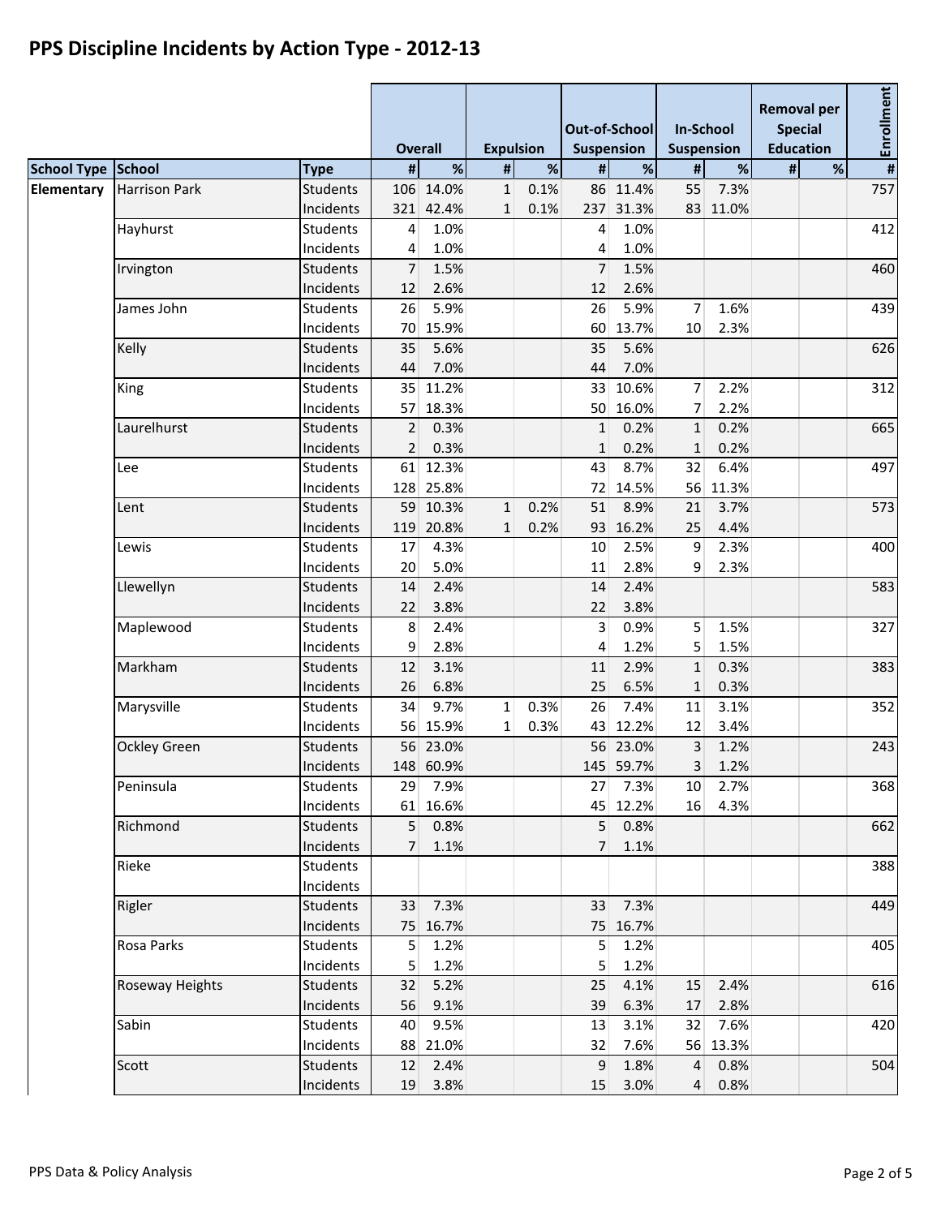# PPS Discipline Incidents by Action Type - 2012-13

| | | | Overall | | Expulsion | | Out-of-School Suspension | | In-School Suspension | | Removal per Special Education | | Enrollment |
|---|---|---|---|---|---|---|---|---|---|---|---|---|---|
| School Type | School | Type | # | % | # | % | # | % | # | % | # | % | # |
| Elementary | Harrison Park | Students | 106 | 14.0% | 1 | 0.1% | 86 | 11.4% | 55 | 7.3% | | | 757 |
| | | Incidents | 321 | 42.4% | 1 | 0.1% | 237 | 31.3% | 83 | 11.0% | | | |
| | Hayhurst | Students | 4 | 1.0% | | | 4 | 1.0% | | | | | 412 |
| | | Incidents | 4 | 1.0% | | | 4 | 1.0% | | | | | |
| | Irvington | Students | 7 | 1.5% | | | 7 | 1.5% | | | | | 460 |
| | | Incidents | 12 | 2.6% | | | 12 | 2.6% | | | | | |
| | James John | Students | 26 | 5.9% | | | 26 | 5.9% | 7 | 1.6% | | | 439 |
| | | Incidents | 70 | 15.9% | | | 60 | 13.7% | 10 | 2.3% | | | |
| | Kelly | Students | 35 | 5.6% | | | 35 | 5.6% | | | | | 626 |
| | | Incidents | 44 | 7.0% | | | 44 | 7.0% | | | | | |
| | King | Students | 35 | 11.2% | | | 33 | 10.6% | 7 | 2.2% | | | 312 |
| | | Incidents | 57 | 18.3% | | | 50 | 16.0% | 7 | 2.2% | | | |
| | Laurelhurst | Students | 2 | 0.3% | | | 1 | 0.2% | 1 | 0.2% | | | 665 |
| | | Incidents | 2 | 0.3% | | | 1 | 0.2% | 1 | 0.2% | | | |
| | Lee | Students | 61 | 12.3% | | | 43 | 8.7% | 32 | 6.4% | | | 497 |
| | | Incidents | 128 | 25.8% | | | 72 | 14.5% | 56 | 11.3% | | | |
| | Lent | Students | 59 | 10.3% | 1 | 0.2% | 51 | 8.9% | 21 | 3.7% | | | 573 |
| | | Incidents | 119 | 20.8% | 1 | 0.2% | 93 | 16.2% | 25 | 4.4% | | | |
| | Lewis | Students | 17 | 4.3% | | | 10 | 2.5% | 9 | 2.3% | | | 400 |
| | | Incidents | 20 | 5.0% | | | 11 | 2.8% | 9 | 2.3% | | | |
| | Llewellyn | Students | 14 | 2.4% | | | 14 | 2.4% | | | | | 583 |
| | | Incidents | 22 | 3.8% | | | 22 | 3.8% | | | | | |
| | Maplewood | Students | 8 | 2.4% | | | 3 | 0.9% | 5 | 1.5% | | | 327 |
| | | Incidents | 9 | 2.8% | | | 4 | 1.2% | 5 | 1.5% | | | |
| | Markham | Students | 12 | 3.1% | | | 11 | 2.9% | 1 | 0.3% | | | 383 |
| | | Incidents | 26 | 6.8% | | | 25 | 6.5% | 1 | 0.3% | | | |
| | Marysville | Students | 34 | 9.7% | 1 | 0.3% | 26 | 7.4% | 11 | 3.1% | | | 352 |
| | | Incidents | 56 | 15.9% | 1 | 0.3% | 43 | 12.2% | 12 | 3.4% | | | |
| | Ockley Green | Students | 56 | 23.0% | | | 56 | 23.0% | 3 | 1.2% | | | 243 |
| | | Incidents | 148 | 60.9% | | | 145 | 59.7% | 3 | 1.2% | | | |
| | Peninsula | Students | 29 | 7.9% | | | 27 | 7.3% | 10 | 2.7% | | | 368 |
| | | Incidents | 61 | 16.6% | | | 45 | 12.2% | 16 | 4.3% | | | |
| | Richmond | Students | 5 | 0.8% | | | 5 | 0.8% | | | | | 662 |
| | | Incidents | 7 | 1.1% | | | 7 | 1.1% | | | | | |
| | Rieke | Students | | | | | | | | | | | 388 |
| | | Incidents | | | | | | | | | | | |
| | Rigler | Students | 33 | 7.3% | | | 33 | 7.3% | | | | | 449 |
| | | Incidents | 75 | 16.7% | | | 75 | 16.7% | | | | | |
| | Rosa Parks | Students | 5 | 1.2% | | | 5 | 1.2% | | | | | 405 |
| | | Incidents | 5 | 1.2% | | | 5 | 1.2% | | | | | |
| | Roseway Heights | Students | 32 | 5.2% | | | 25 | 4.1% | 15 | 2.4% | | | 616 |
| | | Incidents | 56 | 9.1% | | | 39 | 6.3% | 17 | 2.8% | | | |
| | Sabin | Students | 40 | 9.5% | | | 13 | 3.1% | 32 | 7.6% | | | 420 |
| | | Incidents | 88 | 21.0% | | | 32 | 7.6% | 56 | 13.3% | | | |
| | Scott | Students | 12 | 2.4% | | | 9 | 1.8% | 4 | 0.8% | | | 504 |
| | | Incidents | 19 | 3.8% | | | 15 | 3.0% | 4 | 0.8% | | | |

PPS Data & Policy Analysis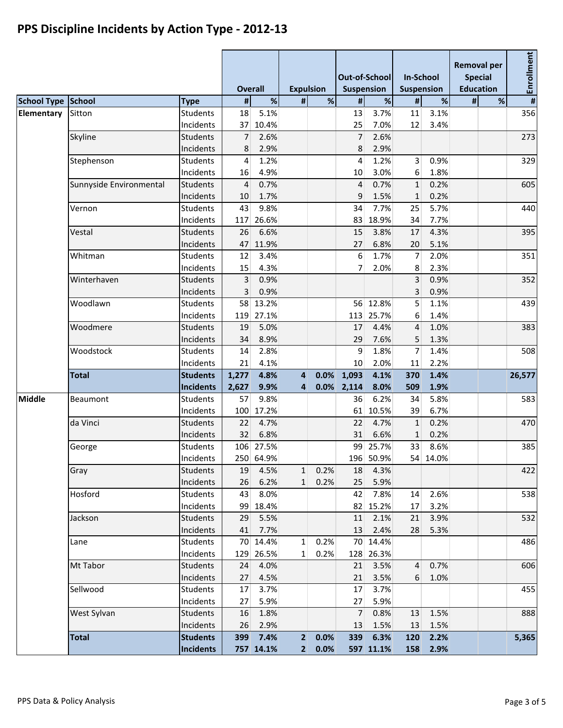# PPS Discipline Incidents by Action Type - 2012-13

| | | | Overall | | Expulsion | | Out-of-School Suspension | | In-School Suspension | | Removal per Special Education | | Enrollment |
|---|---|---|---|---|---|---|---|---|---|---|---|---|---|
| School Type | School | Type | # | % | # | % | # | % | # | % | # | % | # |
| Elementary | Sitton | Students | 18 | 5.1% | | | 13 | 3.7% | 11 | 3.1% | | | 356 |
| | | Incidents | 37 | 10.4% | | | 25 | 7.0% | 12 | 3.4% | | | |
| | Skyline | Students | 7 | 2.6% | | | 7 | 2.6% | | | | | 273 |
| | | Incidents | 8 | 2.9% | | | 8 | 2.9% | | | | | |
| | Stephenson | Students | 4 | 1.2% | | | 4 | 1.2% | 3 | 0.9% | | | 329 |
| | | Incidents | 16 | 4.9% | | | 10 | 3.0% | 6 | 1.8% | | | |
| | Sunnyside Environmental | Students | 4 | 0.7% | | | 4 | 0.7% | 1 | 0.2% | | | 605 |
| | | Incidents | 10 | 1.7% | | | 9 | 1.5% | 1 | 0.2% | | | |
| | Vernon | Students | 43 | 9.8% | | | 34 | 7.7% | 25 | 5.7% | | | 440 |
| | | Incidents | 117 | 26.6% | | | 83 | 18.9% | 34 | 7.7% | | | |
| | Vestal | Students | 26 | 6.6% | | | 15 | 3.8% | 17 | 4.3% | | | 395 |
| | | Incidents | 47 | 11.9% | | | 27 | 6.8% | 20 | 5.1% | | | |
| | Whitman | Students | 12 | 3.4% | | | 6 | 1.7% | 7 | 2.0% | | | 351 |
| | | Incidents | 15 | 4.3% | | | 7 | 2.0% | 8 | 2.3% | | | |
| | Winterhaven | Students | 3 | 0.9% | | | | | 3 | 0.9% | | | 352 |
| | | Incidents | 3 | 0.9% | | | | | 3 | 0.9% | | | |
| | Woodlawn | Students | 58 | 13.2% | | | 56 | 12.8% | 5 | 1.1% | | | 439 |
| | | Incidents | 119 | 27.1% | | | 113 | 25.7% | 6 | 1.4% | | | |
| | Woodmere | Students | 19 | 5.0% | | | 17 | 4.4% | 4 | 1.0% | | | 383 |
| | | Incidents | 34 | 8.9% | | | 29 | 7.6% | 5 | 1.3% | | | |
| | Woodstock | Students | 14 | 2.8% | | | 9 | 1.8% | 7 | 1.4% | | | 508 |
| | | Incidents | 21 | 4.1% | | | 10 | 2.0% | 11 | 2.2% | | | |
| | **Total** | **Students** | **1,277** | **4.8%** | **4** | **0.0%** | **1,093** | **4.1%** | **370** | **1.4%** | | | **26,577** |
| | | **Incidents** | **2,627** | **9.9%** | **4** | **0.0%** | **2,114** | **8.0%** | **509** | **1.9%** | | | |
| Middle | Beaumont | Students | 57 | 9.8% | | | 36 | 6.2% | 34 | 5.8% | | | 583 |
| | | Incidents | 100 | 17.2% | | | 61 | 10.5% | 39 | 6.7% | | | |
| | da Vinci | Students | 22 | 4.7% | | | 22 | 4.7% | 1 | 0.2% | | | 470 |
| | | Incidents | 32 | 6.8% | | | 31 | 6.6% | 1 | 0.2% | | | |
| | George | Students | 106 | 27.5% | | | 99 | 25.7% | 33 | 8.6% | | | 385 |
| | | Incidents | 250 | 64.9% | | | 196 | 50.9% | 54 | 14.0% | | | |
| | Gray | Students | 19 | 4.5% | 1 | 0.2% | 18 | 4.3% | | | | | 422 |
| | | Incidents | 26 | 6.2% | 1 | 0.2% | 25 | 5.9% | | | | | |
| | Hosford | Students | 43 | 8.0% | | | 42 | 7.8% | 14 | 2.6% | | | 538 |
| | | Incidents | 99 | 18.4% | | | 82 | 15.2% | 17 | 3.2% | | | |
| | Jackson | Students | 29 | 5.5% | | | 11 | 2.1% | 21 | 3.9% | | | 532 |
| | | Incidents | 41 | 7.7% | | | 13 | 2.4% | 28 | 5.3% | | | |
| | Lane | Students | 70 | 14.4% | 1 | 0.2% | 70 | 14.4% | | | | | 486 |
| | | Incidents | 129 | 26.5% | 1 | 0.2% | 128 | 26.3% | | | | | |
| | Mt Tabor | Students | 24 | 4.0% | | | 21 | 3.5% | 4 | 0.7% | | | 606 |
| | | Incidents | 27 | 4.5% | | | 21 | 3.5% | 6 | 1.0% | | | |
| | Sellwood | Students | 17 | 3.7% | | | 17 | 3.7% | | | | | 455 |
| | | Incidents | 27 | 5.9% | | | 27 | 5.9% | | | | | |
| | West Sylvan | Students | 16 | 1.8% | | | 7 | 0.8% | 13 | 1.5% | | | 888 |
| | | Incidents | 26 | 2.9% | | | 13 | 1.5% | 13 | 1.5% | | | |
| | **Total** | **Students** | **399** | **7.4%** | **2** | **0.0%** | **339** | **6.3%** | **120** | **2.2%** | | | **5,365** |
| | | **Incidents** | **757** | **14.1%** | **2** | **0.0%** | **597** | **11.1%** | **158** | **2.9%** | | | |

PPS Data & Policy Analysis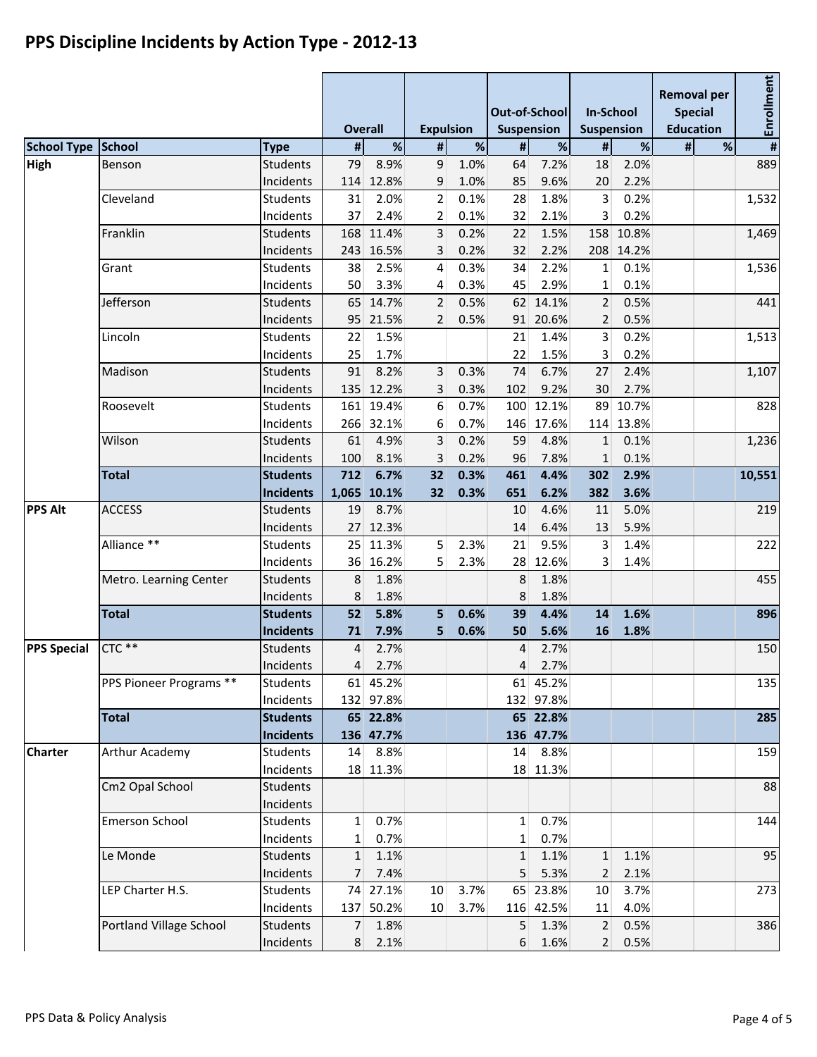# PPS Discipline Incidents by Action Type - 2012-13

| School Type | School | Type | Overall | | Expulsion | | Out-of-School Suspension | | In-School Suspension | | Removal per Special Education | | Enrollment |
|---|---|---|---|---|---|---|---|---|---|---|---|---|---|
| | | | # | % | # | % | # | % | # | % | # | % | # |
| **High** | Benson | Students | 79 | 8.9% | 9 | 1.0% | 64 | 7.2% | 18 | 2.0% | | | 889 |
| | | Incidents | 114 | 12.8% | 9 | 1.0% | 85 | 9.6% | 20 | 2.2% | | | |
| | Cleveland | Students | 31 | 2.0% | 2 | 0.1% | 28 | 1.8% | 3 | 0.2% | | | 1,532 |
| | | Incidents | 37 | 2.4% | 2 | 0.1% | 32 | 2.1% | 3 | 0.2% | | | |
| | Franklin | Students | 168 | 11.4% | 3 | 0.2% | 22 | 1.5% | 158 | 10.8% | | | 1,469 |
| | | Incidents | 243 | 16.5% | 3 | 0.2% | 32 | 2.2% | 208 | 14.2% | | | |
| | Grant | Students | 38 | 2.5% | 4 | 0.3% | 34 | 2.2% | 1 | 0.1% | | | 1,536 |
| | | Incidents | 50 | 3.3% | 4 | 0.3% | 45 | 2.9% | 1 | 0.1% | | | |
| | Jefferson | Students | 65 | 14.7% | 2 | 0.5% | 62 | 14.1% | 2 | 0.5% | | | 441 |
| | | Incidents | 95 | 21.5% | 2 | 0.5% | 91 | 20.6% | 2 | 0.5% | | | |
| | Lincoln | Students | 22 | 1.5% | | | 21 | 1.4% | 3 | 0.2% | | | 1,513 |
| | | Incidents | 25 | 1.7% | | | 22 | 1.5% | 3 | 0.2% | | | |
| | Madison | Students | 91 | 8.2% | 3 | 0.3% | 74 | 6.7% | 27 | 2.4% | | | 1,107 |
| | | Incidents | 135 | 12.2% | 3 | 0.3% | 102 | 9.2% | 30 | 2.7% | | | |
| | Roosevelt | Students | 161 | 19.4% | 6 | 0.7% | 100 | 12.1% | 89 | 10.7% | | | 828 |
| | | Incidents | 266 | 32.1% | 6 | 0.7% | 146 | 17.6% | 114 | 13.8% | | | |
| | Wilson | Students | 61 | 4.9% | 3 | 0.2% | 59 | 4.8% | 1 | 0.1% | | | 1,236 |
| | | Incidents | 100 | 8.1% | 3 | 0.2% | 96 | 7.8% | 1 | 0.1% | | | |
| | **Total** | **Students** | **712** | **6.7%** | **32** | **0.3%** | **461** | **4.4%** | **302** | **2.9%** | | | **10,551** |
| | | **Incidents** | **1,065** | **10.1%** | **32** | **0.3%** | **651** | **6.2%** | **382** | **3.6%** | | | |
| **PPS Alt** | ACCESS | Students | 19 | 8.7% | | | 10 | 4.6% | 11 | 5.0% | | | 219 |
| | | Incidents | 27 | 12.3% | | | 14 | 6.4% | 13 | 5.9% | | | |
| | Alliance ** | Students | 25 | 11.3% | 5 | 2.3% | 21 | 9.5% | 3 | 1.4% | | | 222 |
| | | Incidents | 36 | 16.2% | 5 | 2.3% | 28 | 12.6% | 3 | 1.4% | | | |
| | Metro. Learning Center | Students | 8 | 1.8% | | | 8 | 1.8% | | | | | 455 |
| | | Incidents | 8 | 1.8% | | | 8 | 1.8% | | | | | |
| | **Total** | **Students** | **52** | **5.8%** | **5** | **0.6%** | **39** | **4.4%** | **14** | **1.6%** | | | **896** |
| | | **Incidents** | **71** | **7.9%** | **5** | **0.6%** | **50** | **5.6%** | **16** | **1.8%** | | | |
| **PPS Special** | CTC ** | Students | 4 | 2.7% | | | 4 | 2.7% | | | | | 150 |
| | | Incidents | 4 | 2.7% | | | 4 | 2.7% | | | | | |
| | PPS Pioneer Programs ** | Students | 61 | 45.2% | | | 61 | 45.2% | | | | | 135 |
| | | Incidents | 132 | 97.8% | | | 132 | 97.8% | | | | | |
| | **Total** | **Students** | **65** | **22.8%** | | | **65** | **22.8%** | | | | | **285** |
| | | **Incidents** | **136** | **47.7%** | | | **136** | **47.7%** | | | | | |
| **Charter** | Arthur Academy | Students | 14 | 8.8% | | | 14 | 8.8% | | | | | 159 |
| | | Incidents | 18 | 11.3% | | | 18 | 11.3% | | | | | |
| | Cm2 Opal School | Students | | | | | | | | | | | 88 |
| | | Incidents | | | | | | | | | | | |
| | Emerson School | Students | 1 | 0.7% | | | 1 | 0.7% | | | | | 144 |
| | | Incidents | 1 | 0.7% | | | 1 | 0.7% | | | | | |
| | Le Monde | Students | 1 | 1.1% | | | 1 | 1.1% | 1 | 1.1% | | | 95 |
| | | Incidents | 7 | 7.4% | | | 5 | 5.3% | 2 | 2.1% | | | |
| | LEP Charter H.S. | Students | 74 | 27.1% | 10 | 3.7% | 65 | 23.8% | 10 | 3.7% | | | 273 |
| | | Incidents | 137 | 50.2% | 10 | 3.7% | 116 | 42.5% | 11 | 4.0% | | | |
| | Portland Village School | Students | 7 | 1.8% | | | 5 | 1.3% | 2 | 0.5% | | | 386 |
| | | Incidents | 8 | 2.1% | | | 6 | 1.6% | 2 | 0.5% | | | |

PPS Data & Policy Analysis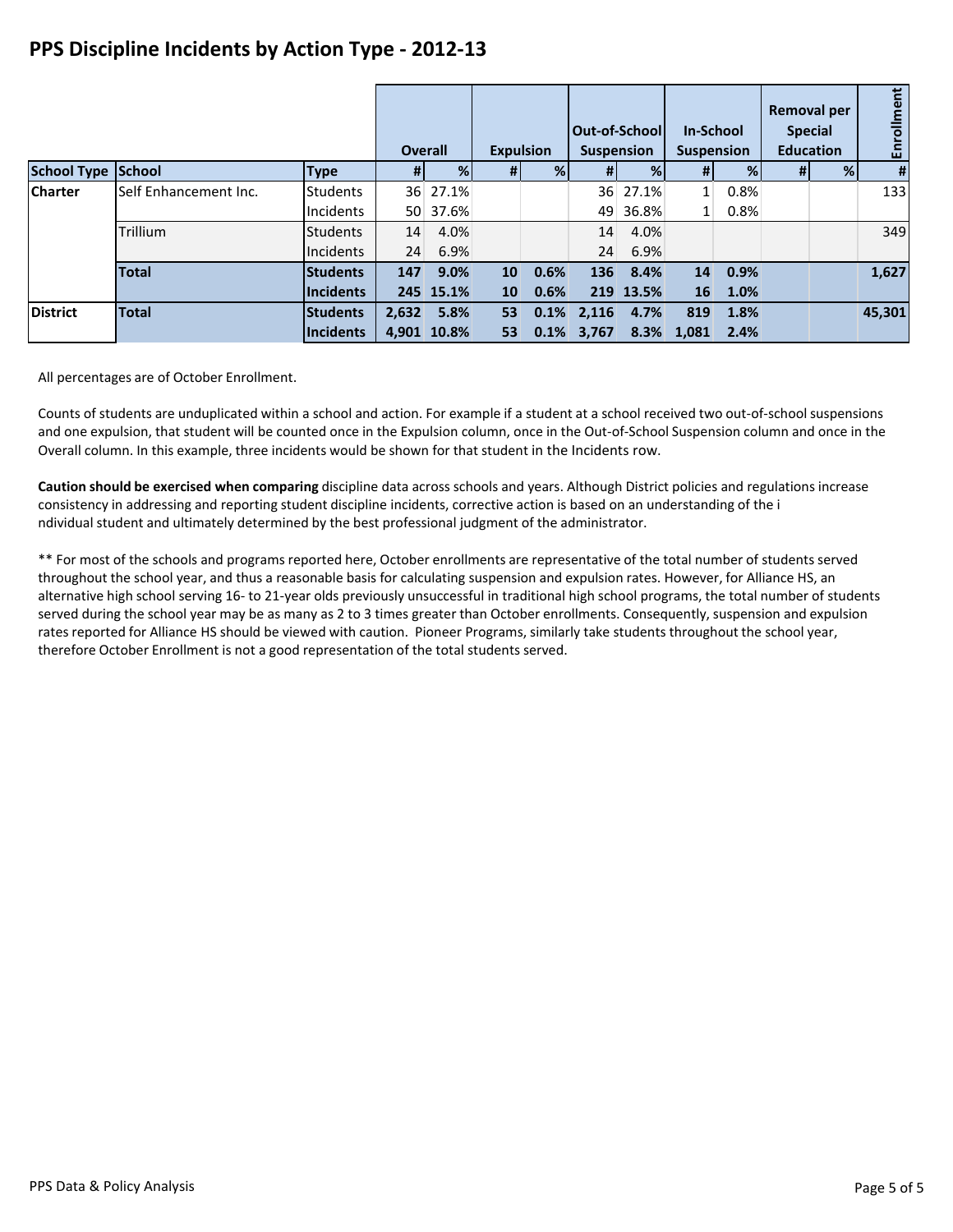# PPS Discipline Incidents by Action Type - 2012-13

| | | | Overall | | Expulsion | | Out-of-School Suspension | | In-School Suspension | | Removal per Special Education | | Enrollment |
|---|---|---|---|---|---|---|---|---|---|---|---|---|---|
| School Type | School | Type | # | % | # | % | # | % | # | % | # | % | # |
| Charter | Self Enhancement Inc. | Students | 36 | 27.1% | | | 36 | 27.1% | 1 | 0.8% | | | 133 |
| | | Incidents | 50 | 37.6% | | | 49 | 36.8% | 1 | 0.8% | | | |
| | Trillium | Students | 14 | 4.0% | | | 14 | 4.0% | | | | | 349 |
| | | Incidents | 24 | 6.9% | | | 24 | 6.9% | | | | | |
| | **Total** | **Students** | **147** | **9.0%** | **10** | **0.6%** | **136** | **8.4%** | **14** | **0.9%** | | | **1,627** |
| | | **Incidents** | **245** | **15.1%** | **10** | **0.6%** | **219** | **13.5%** | **16** | **1.0%** | | | |
| District | **Total** | **Students** | **2,632** | **5.8%** | **53** | **0.1%** | **2,116** | **4.7%** | **819** | **1.8%** | | | **45,301** |
| | | **Incidents** | **4,901** | **10.8%** | **53** | **0.1%** | **3,767** | **8.3%** | **1,081** | **2.4%** | | | |

All percentages are of October Enrollment.

Counts of students are unduplicated within a school and action. For example if a student at a school received two out-of-school suspensions and one expulsion, that student will be counted once in the Expulsion column, once in the Out-of-School Suspension column and once in the Overall column. In this example, three incidents would be shown for that student in the Incidents row.

**Caution should be exercised when comparing** discipline data across schools and years. Although District policies and regulations increase consistency in addressing and reporting student discipline incidents, corrective action is based on an understanding of the i ndividual student and ultimately determined by the best professional judgment of the administrator.

** For most of the schools and programs reported here, October enrollments are representative of the total number of students served throughout the school year, and thus a reasonable basis for calculating suspension and expulsion rates. However, for Alliance HS, an alternative high school serving 16- to 21-year olds previously unsuccessful in traditional high school programs, the total number of students served during the school year may be as many as 2 to 3 times greater than October enrollments. Consequently, suspension and expulsion rates reported for Alliance HS should be viewed with caution. Pioneer Programs, similarly take students throughout the school year, therefore October Enrollment is not a good representation of the total students served.

PPS Data & Policy Analysis